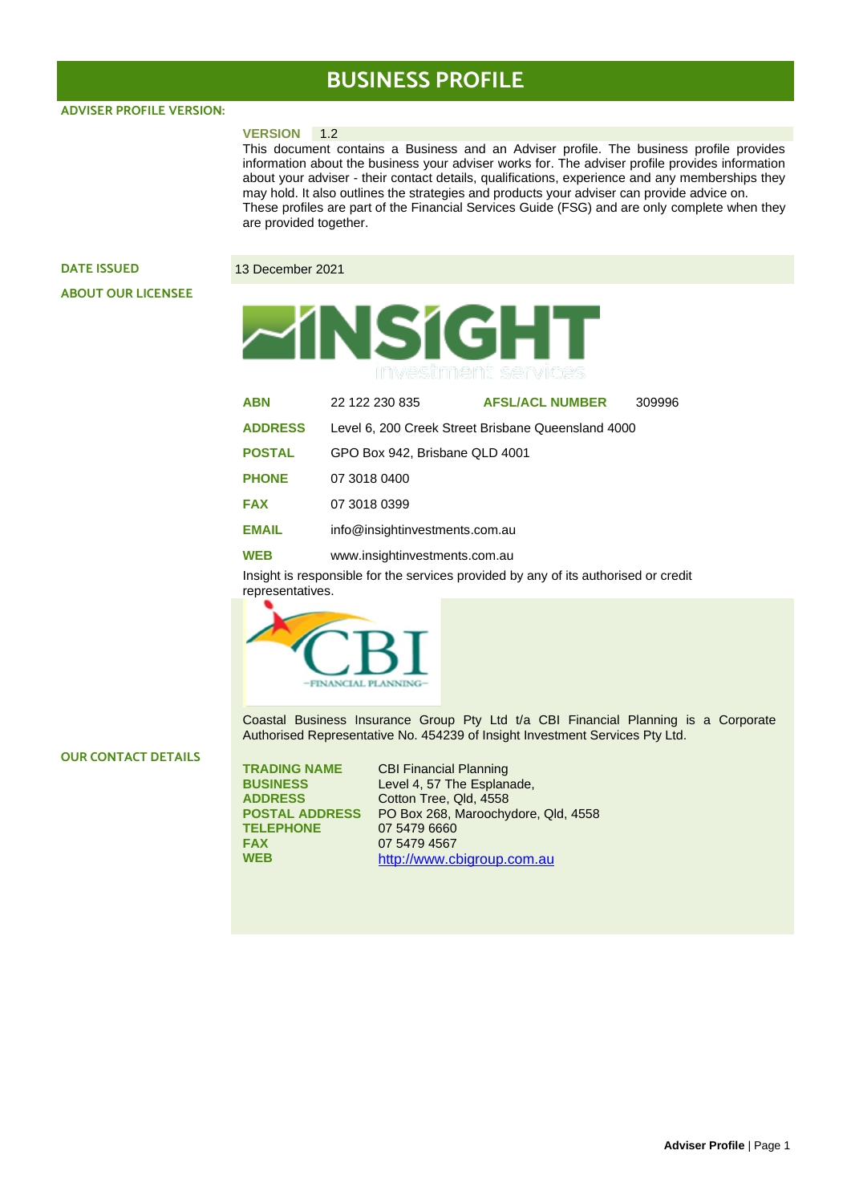# BUSINESS PROFILE

## ADVISER PROFILE VERSION:

**VERSION** 1.2

This document contains a Business and an Adviser profile. The business profile provides information about the business your adviser works for. The adviser profile provides information about your adviser - their contact details, qualifications, experience and any memberships they may hold. It also outlines the strategies and products your adviser can provide advice on. These profiles are part of the Financial Services Guide (FSG) and are only complete when they are provided together.

## DATE ISSUED

13 December 2021

## ABOUT OUR LICENSEE

INSIGHT investment services

| | | | |
|---|---|---|---|
| **ABN** | 22 122 230 835 | **AFSL/ACL NUMBER** | 309996 |
| **ADDRESS** | Level 6, 200 Creek Street Brisbane Queensland 4000 | | |
| **POSTAL** | GPO Box 942, Brisbane QLD 4001 | | |
| **PHONE** | 07 3018 0400 | | |
| **FAX** | 07 3018 0399 | | |
| **EMAIL** | info@insightinvestments.com.au | | |
| **WEB** | www.insightinvestments.com.au | | |

Insight is responsible for the services provided by any of its authorised or credit representatives.

CBI FINANCIAL PLANNING

Coastal Business Insurance Group Pty Ltd t/a CBI Financial Planning is a Corporate Authorised Representative No. 454239 of Insight Investment Services Pty Ltd.

## OUR CONTACT DETAILS

| | |
|---|---|
| **TRADING NAME** | CBI Financial Planning |
| **BUSINESS ADDRESS** | Level 4, 57 The Esplanade, Cotton Tree, Qld, 4558 |
| **POSTAL ADDRESS** | PO Box 268, Maroochydore, Qld, 4558 |
| **TELEPHONE** | 07 5479 6660 |
| **FAX** | 07 5479 4567 |
| **WEB** | http://www.cbigroup.com.au |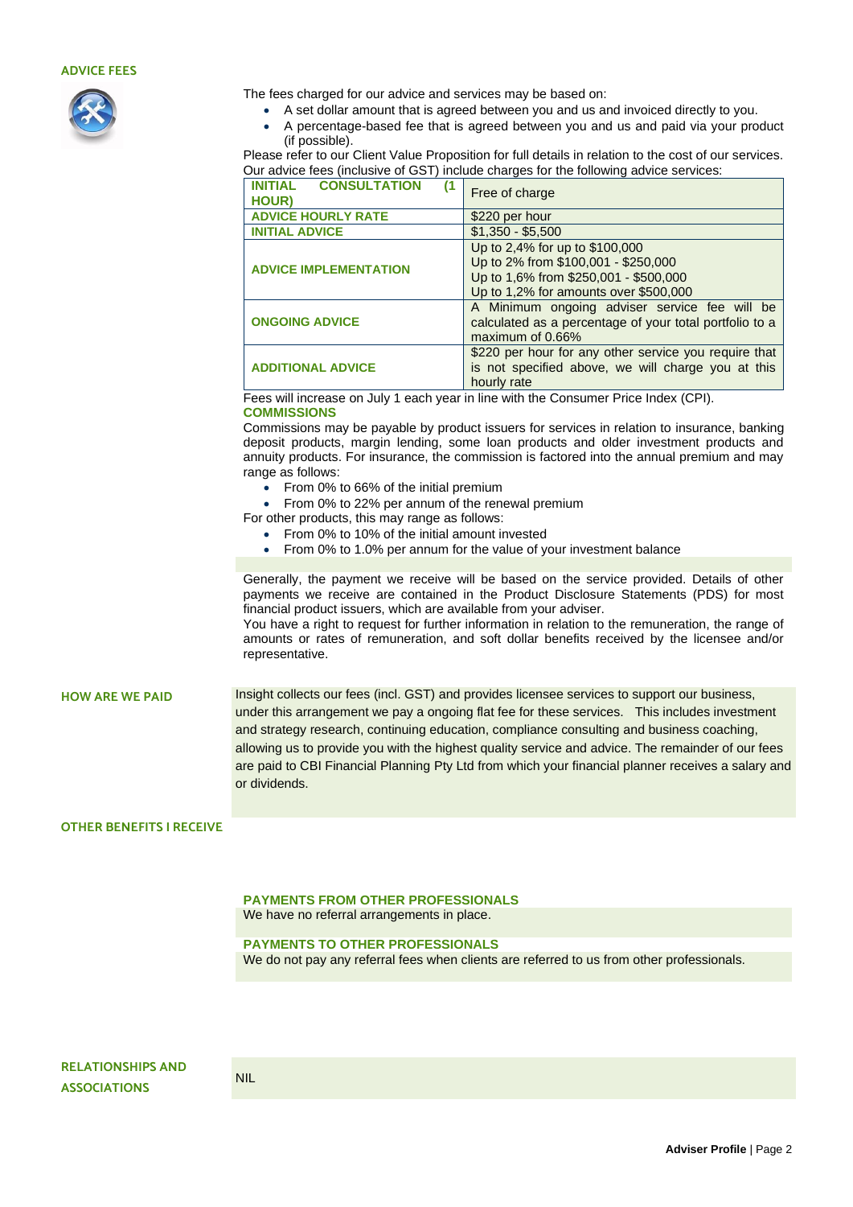## ADVICE FEES

The fees charged for our advice and services may be based on:

- A set dollar amount that is agreed between you and us and invoiced directly to you.
- A percentage-based fee that is agreed between you and us and paid via your product (if possible).

Please refer to our Client Value Proposition for full details in relation to the cost of our services.
Our advice fees (inclusive of GST) include charges for the following advice services:

| | |
|---|---|
| **INITIAL CONSULTATION (1 HOUR)** | Free of charge |
| **ADVICE HOURLY RATE** | $220 per hour |
| **INITIAL ADVICE** | $1,350 - $5,500 |
| **ADVICE IMPLEMENTATION** | Up to 2,4% for up to $100,000<br>Up to 2% from $100,001 - $250,000<br>Up to 1,6% from $250,001 - $500,000<br>Up to 1,2% for amounts over $500,000 |
| **ONGOING ADVICE** | A Minimum ongoing adviser service fee will be calculated as a percentage of your total portfolio to a maximum of 0.66% |
| **ADDITIONAL ADVICE** | $220 per hour for any other service you require that is not specified above, we will charge you at this hourly rate |

Fees will increase on July 1 each year in line with the Consumer Price Index (CPI).

### COMMISSIONS

Commissions may be payable by product issuers for services in relation to insurance, banking deposit products, margin lending, some loan products and older investment products and annuity products. For insurance, the commission is factored into the annual premium and may range as follows:

- From 0% to 66% of the initial premium
- From 0% to 22% per annum of the renewal premium

For other products, this may range as follows:

- From 0% to 10% of the initial amount invested
- From 0% to 1.0% per annum for the value of your investment balance

Generally, the payment we receive will be based on the service provided. Details of other payments we receive are contained in the Product Disclosure Statements (PDS) for most financial product issuers, which are available from your adviser.
You have a right to request for further information in relation to the remuneration, the range of amounts or rates of remuneration, and soft dollar benefits received by the licensee and/or representative.

## HOW ARE WE PAID

Insight collects our fees (incl. GST) and provides licensee services to support our business, under this arrangement we pay a ongoing flat fee for these services. This includes investment and strategy research, continuing education, compliance consulting and business coaching, allowing us to provide you with the highest quality service and advice. The remainder of our fees are paid to CBI Financial Planning Pty Ltd from which your financial planner receives a salary and or dividends.

## OTHER BENEFITS I RECEIVE

### PAYMENTS FROM OTHER PROFESSIONALS

We have no referral arrangements in place.

### PAYMENTS TO OTHER PROFESSIONALS

We do not pay any referral fees when clients are referred to us from other professionals.

## RELATIONSHIPS AND ASSOCIATIONS

NIL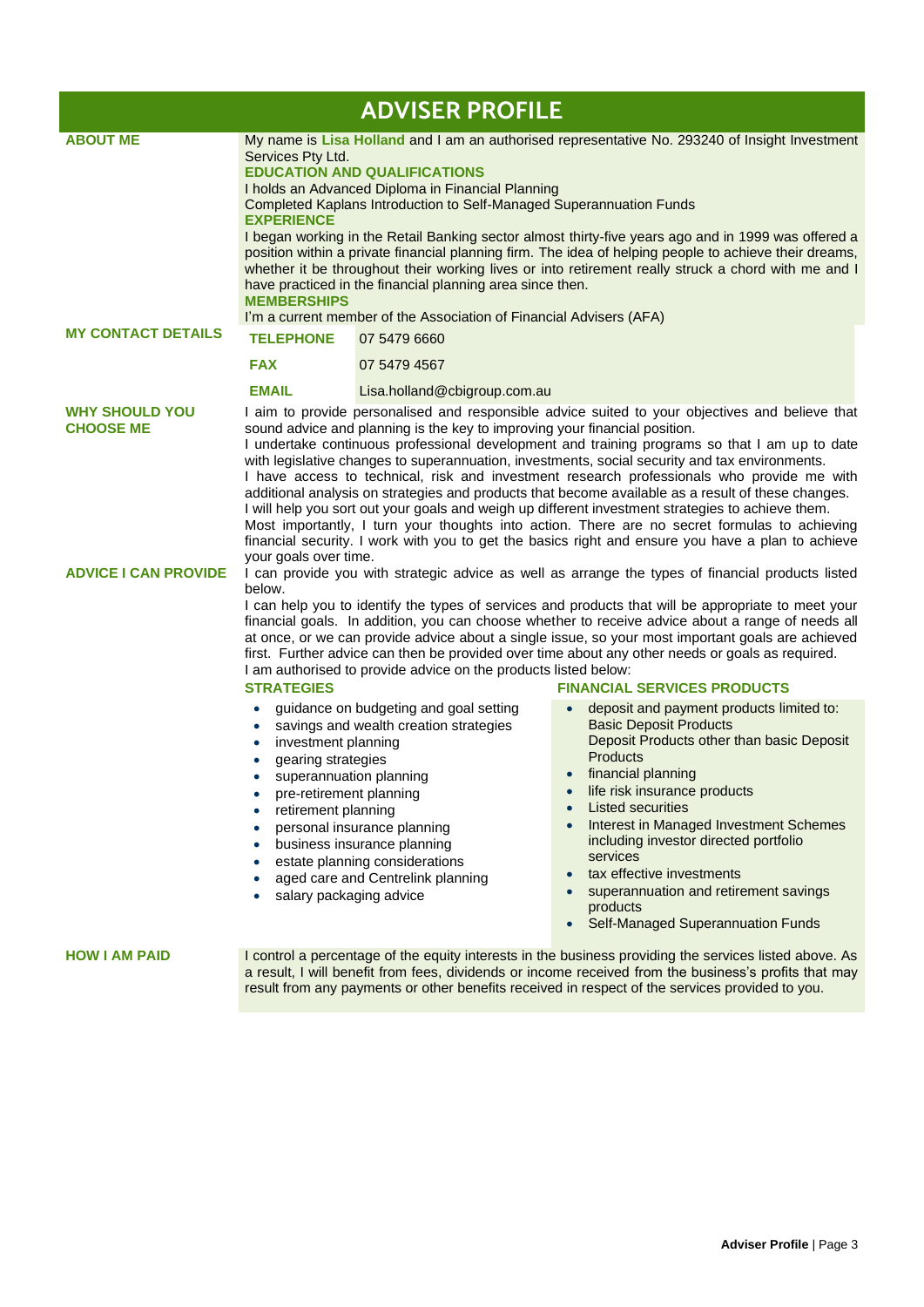# ADVISER PROFILE

## ABOUT ME

My name is **Lisa Holland** and I am an authorised representative No. 293240 of Insight Investment Services Pty Ltd.

**EDUCATION AND QUALIFICATIONS**

I holds an Advanced Diploma in Financial Planning
Completed Kaplans Introduction to Self-Managed Superannuation Funds

**EXPERIENCE**

I began working in the Retail Banking sector almost thirty-five years ago and in 1999 was offered a position within a private financial planning firm. The idea of helping people to achieve their dreams, whether it be throughout their working lives or into retirement really struck a chord with me and I have practiced in the financial planning area since then.

**MEMBERSHIPS**

I'm a current member of the Association of Financial Advisers (AFA)

## MY CONTACT DETAILS

| | |
|---|---|
| **TELEPHONE** | 07 5479 6660 |
| **FAX** | 07 5479 4567 |
| **EMAIL** | Lisa.holland@cbigroup.com.au |

## WHY SHOULD YOU CHOOSE ME

I aim to provide personalised and responsible advice suited to your objectives and believe that sound advice and planning is the key to improving your financial position.
I undertake continuous professional development and training programs so that I am up to date with legislative changes to superannuation, investments, social security and tax environments.
I have access to technical, risk and investment research professionals who provide me with additional analysis on strategies and products that become available as a result of these changes.
I will help you sort out your goals and weigh up different investment strategies to achieve them.
Most importantly, I turn your thoughts into action. There are no secret formulas to achieving financial security. I work with you to get the basics right and ensure you have a plan to achieve your goals over time.

## ADVICE I CAN PROVIDE

I can provide you with strategic advice as well as arrange the types of financial products listed below.
I can help you to identify the types of services and products that will be appropriate to meet your financial goals. In addition, you can choose whether to receive advice about a range of needs all at once, or we can provide advice about a single issue, so your most important goals are achieved first. Further advice can then be provided over time about any other needs or goals as required.
I am authorised to provide advice on the products listed below:

**STRATEGIES**

- guidance on budgeting and goal setting
- savings and wealth creation strategies
- investment planning
- gearing strategies
- superannuation planning
- pre-retirement planning
- retirement planning
- personal insurance planning
- business insurance planning
- estate planning considerations
- aged care and Centrelink planning
- salary packaging advice

**FINANCIAL SERVICES PRODUCTS**

- deposit and payment products limited to:
  Basic Deposit Products
  Deposit Products other than basic Deposit Products
- financial planning
- life risk insurance products
- Listed securities
- Interest in Managed Investment Schemes including investor directed portfolio services
- tax effective investments
- superannuation and retirement savings products
- Self-Managed Superannuation Funds

## HOW I AM PAID

I control a percentage of the equity interests in the business providing the services listed above. As a result, I will benefit from fees, dividends or income received from the business's profits that may result from any payments or other benefits received in respect of the services provided to you.